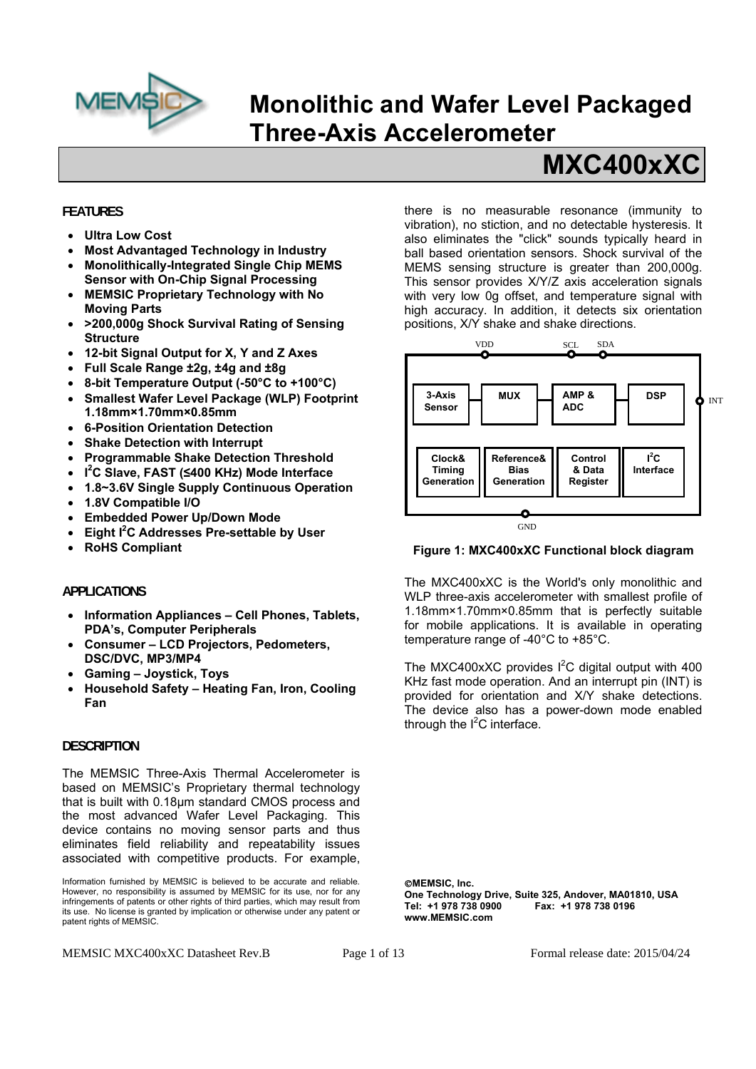# Monolithic and Wafer Level Packaged Three-Axis Accelerometer

## MXC400xXC

### FEATURES

- **Ultra Low Cost**
- **Most Advantaged Technology in Industry**
- **Monolithically-Integrated Single Chip MEMS Sensor with On-Chip Signal Processing**
- **MEMSIC Proprietary Technology with No Moving Parts**
- **>200,000g Shock Survival Rating of Sensing Structure**
- **12-bit Signal Output for X, Y and Z Axes**
- **Full Scale Range ±2g, ±4g and ±8g**
- **8-bit Temperature Output (-50°C to +100°C)**
- **Smallest Wafer Level Package (WLP) Footprint 1.18mm×1.70mm×0.85mm**
- **6-Position Orientation Detection**
- **Shake Detection with Interrupt**
- **Programmable Shake Detection Threshold**
- **$I^2C$ Slave, FAST (≤400 KHz) Mode Interface**
- **1.8~3.6V Single Supply Continuous Operation**
- **1.8V Compatible I/O**
- **Embedded Power Up/Down Mode**
- **Eight $I^2C$ Addresses Pre-settable by User**
- **RoHS Compliant**

### APPLICATIONS

- **Information Appliances – Cell Phones, Tablets, PDA's, Computer Peripherals**
- **Consumer – LCD Projectors, Pedometers, DSC/DVC, MP3/MP4**
- **Gaming – Joystick, Toys**
- **Household Safety – Heating Fan, Iron, Cooling Fan**

### DESCRIPTION

The MEMSIC Three-Axis Thermal Accelerometer is based on MEMSIC's Proprietary thermal technology that is built with 0.18µm standard CMOS process and the most advanced Wafer Level Packaging. This device contains no moving sensor parts and thus eliminates field reliability and repeatability issues associated with competitive products. For example, there is no measurable resonance (immunity to vibration), no stiction, and no detectable hysteresis. It also eliminates the "click" sounds typically heard in ball based orientation sensors. Shock survival of the MEMS sensing structure is greater than 200,000g. This sensor provides X/Y/Z axis acceleration signals with very low 0g offset, and temperature signal with high accuracy. In addition, it detects six orientation positions, X/Y shake and shake directions.

VDD
SCL
SDA
3-Axis Sensor
MUX
AMP & ADC
DSP
INT
Clock& Timing Generation
Reference& Bias Generation
Control & Data Register
$I^2C$ Interface
GND

**Figure 1: MXC400xXC Functional block diagram**

The MXC400xXC is the World's only monolithic and WLP three-axis accelerometer with smallest profile of 1.18mm×1.70mm×0.85mm that is perfectly suitable for mobile applications. It is available in operating temperature range of -40°C to +85°C.

The MXC400xXC provides $I^2C$ digital output with 400 KHz fast mode operation. And an interrupt pin (INT) is provided for orientation and X/Y shake detections. The device also has a power-down mode enabled through the $I^2C$ interface.

Information furnished by MEMSIC is believed to be accurate and reliable. However, no responsibility is assumed by MEMSIC for its use, nor for any infringements of patents or other rights of third parties, which may result from its use. No license is granted by implication or otherwise under any patent or patent rights of MEMSIC.

**©MEMSIC, Inc.**
**One Technology Drive, Suite 325, Andover, MA01810, USA**
**Tel: +1 978 738 0900 Fax: +1 978 738 0196**
**www.MEMSIC.com**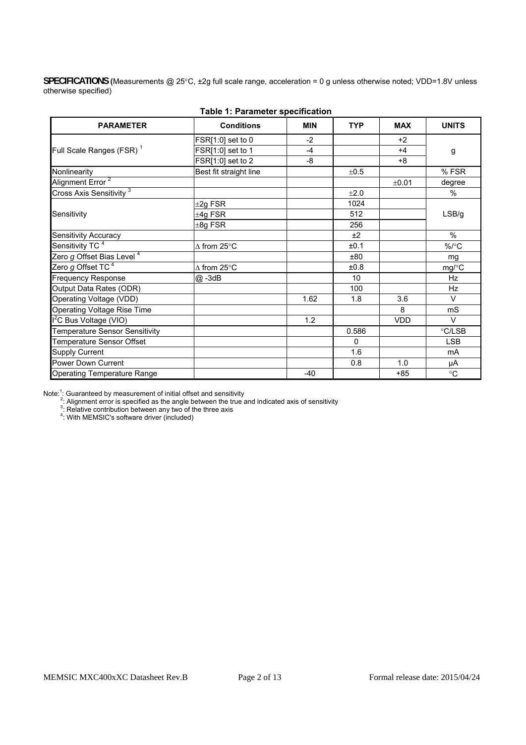**SPECIFICATIONS** (Measurements @ 25°C, ±2g full scale range, acceleration = 0 g unless otherwise noted; VDD=1.8V unless otherwise specified)

**Table 1: Parameter specification**

| PARAMETER | Conditions | MIN | TYP | MAX | UNITS |
|---|---|---|---|---|---|
| Full Scale Ranges (FSR) [1] | FSR[1:0] set to 0 | -2 | | +2 | g |
| | FSR[1:0] set to 1 | -4 | | +4 | |
| | FSR[1:0] set to 2 | -8 | | +8 | |
| Nonlinearity | Best fit straight line | | ±0.5 | | % FSR |
| Alignment Error [2] | | | | ±0.01 | degree |
| Cross Axis Sensitivity [3] | | | ±2.0 | | % |
| Sensitivity | ±2g FSR | | 1024 | | LSB/g |
| | ±4g FSR | | 512 | | |
| | ±8g FSR | | 256 | | |
| Sensitivity Accuracy | | | ±2 | | % |
| Sensitivity TC [4] | Δ from 25°C | | ±0.1 | | %/°C |
| Zero *g* Offset Bias Level [4] | | | ±80 | | mg |
| Zero *g* Offset TC [4] | Δ from 25°C | | ±0.8 | | mg/°C |
| Frequency Response | @ -3dB | | 10 | | Hz |
| Output Data Rates (ODR) | | | 100 | | Hz |
| Operating Voltage (VDD) | | 1.62 | 1.8 | 3.6 | V |
| Operating Voltage Rise Time | | | | 8 | mS |
| I²C Bus Voltage (VIO) | | 1.2 | | VDD | V |
| Temperature Sensor Sensitivity | | | 0.586 | | °C/LSB |
| Temperature Sensor Offset | | | 0 | | LSB |
| Supply Current | | | 1.6 | | mA |
| Power Down Current | | | 0.8 | 1.0 | μA |
| Operating Temperature Range | | -40 | | +85 | °C |

Note:[1]: Guaranteed by measurement of initial offset and sensitivity
[2]: Alignment error is specified as the angle between the true and indicated axis of sensitivity
[3]: Relative contribution between any two of the three axis
[4]: With MEMSIC's software driver (included)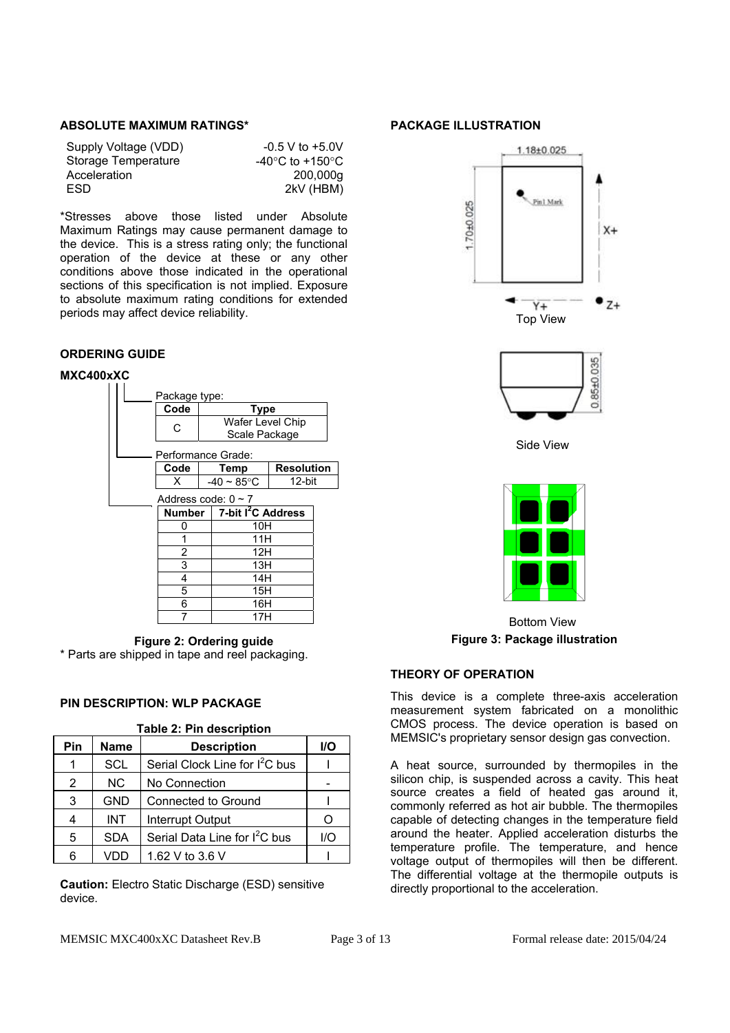## ABSOLUTE MAXIMUM RATINGS*

| | |
|---|---|
| Supply Voltage (VDD) | -0.5 V to +5.0V |
| Storage Temperature | -40°C to +150°C |
| Acceleration | 200,000g |
| ESD | 2kV (HBM) |

*Stresses above those listed under Absolute Maximum Ratings may cause permanent damage to the device. This is a stress rating only; the functional operation of the device at these or any other conditions above those indicated in the operational sections of this specification is not implied. Exposure to absolute maximum rating conditions for extended periods may affect device reliability.

## ORDERING GUIDE

**MXC400xXC**

Package type:

| Code | Type |
|---|---|
| C | Wafer Level Chip Scale Package |

Performance Grade:

| Code | Temp | Resolution |
|---|---|---|
| X | -40 ~ 85°C | 12-bit |

Address code: 0 ~ 7

| Number | 7-bit $I^2C$ Address |
|---|---|
| 0 | 10H |
| 1 | 11H |
| 2 | 12H |
| 3 | 13H |
| 4 | 14H |
| 5 | 15H |
| 6 | 16H |
| 7 | 17H |

**Figure 2: Ordering guide**

* Parts are shipped in tape and reel packaging.

## PIN DESCRIPTION: WLP PACKAGE

**Table 2: Pin description**

| Pin | Name | Description | I/O |
|---|---|---|---|
| 1 | SCL | Serial Clock Line for $I^2C$ bus | I |
| 2 | NC | No Connection | - |
| 3 | GND | Connected to Ground | I |
| 4 | INT | Interrupt Output | O |
| 5 | SDA | Serial Data Line for $I^2C$ bus | I/O |
| 6 | VDD | 1.62 V to 3.6 V | I |

**Caution:** Electro Static Discharge (ESD) sensitive device.

## PACKAGE ILLUSTRATION

1.18±0.025

1.70±0.025

Pin1 Mark

X+

Y+

Z+

Top View

0.85±0.035

Side View

Bottom View

**Figure 3: Package illustration**

## THEORY OF OPERATION

This device is a complete three-axis acceleration measurement system fabricated on a monolithic CMOS process. The device operation is based on MEMSIC's proprietary sensor design gas convection.

A heat source, surrounded by thermopiles in the silicon chip, is suspended across a cavity. This heat source creates a field of heated gas around it, commonly referred as hot air bubble. The thermopiles capable of detecting changes in the temperature field around the heater. Applied acceleration disturbs the temperature profile. The temperature, and hence voltage output of thermopiles will then be different. The differential voltage at the thermopile outputs is directly proportional to the acceleration.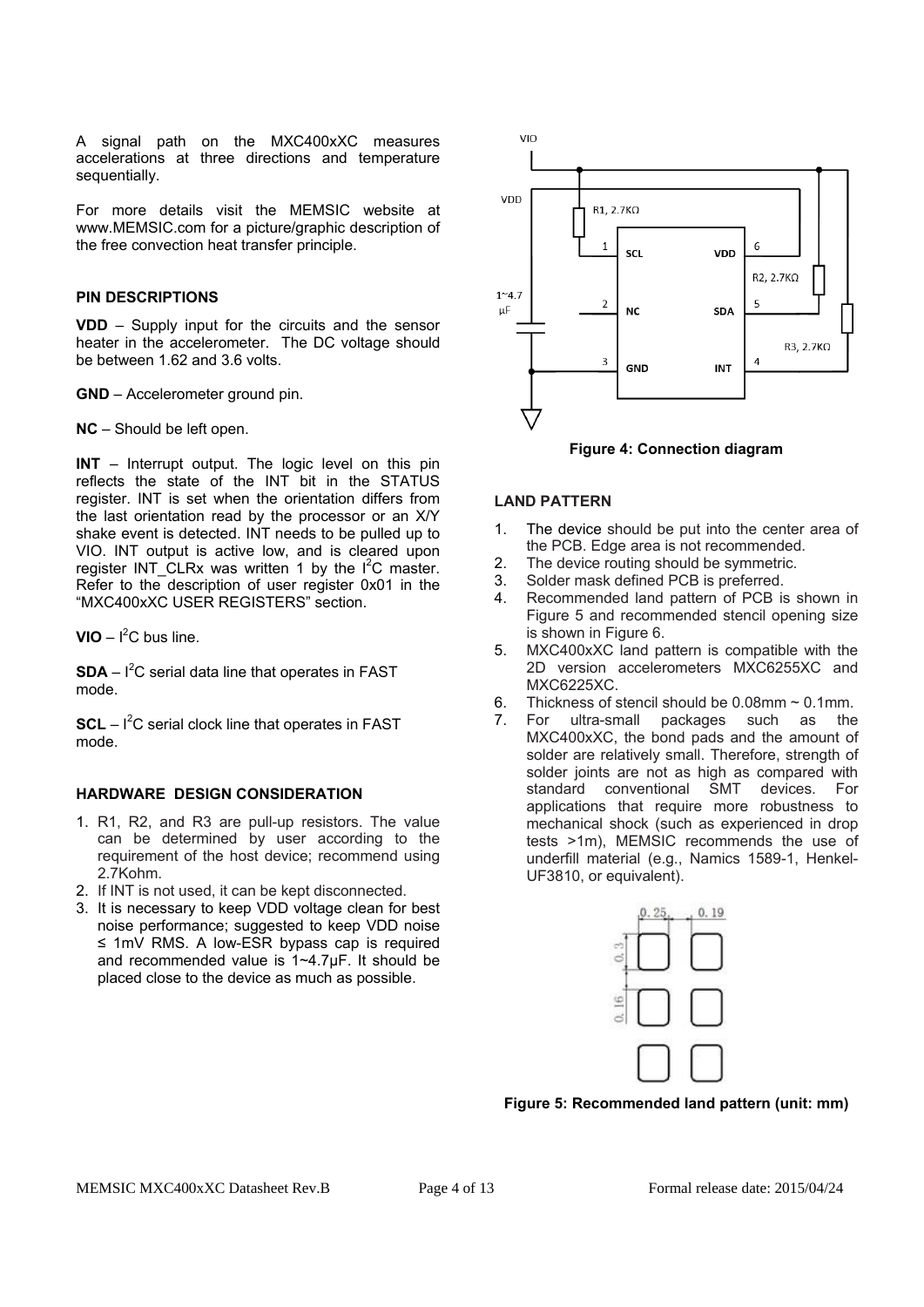A signal path on the MXC400xXC measures accelerations at three directions and temperature sequentially.

For more details visit the MEMSIC website at www.MEMSIC.com for a picture/graphic description of the free convection heat transfer principle.

### PIN DESCRIPTIONS

**VDD** – Supply input for the circuits and the sensor heater in the accelerometer. The DC voltage should be between 1.62 and 3.6 volts.

**GND** – Accelerometer ground pin.

**NC** – Should be left open.

**INT** – Interrupt output. The logic level on this pin reflects the state of the INT bit in the STATUS register. INT is set when the orientation differs from the last orientation read by the processor or an X/Y shake event is detected. INT needs to be pulled up to VIO. INT output is active low, and is cleared upon register INT_CLRx was written 1 by the $I^2C$ master. Refer to the description of user register 0x01 in the "MXC400xXC USER REGISTERS" section.

**VIO** – $I^2C$ bus line.

**SDA** – $I^2C$ serial data line that operates in FAST mode.

**SCL** – $I^2C$ serial clock line that operates in FAST mode.

### HARDWARE DESIGN CONSIDERATION

1. R1, R2, and R3 are pull-up resistors. The value can be determined by user according to the requirement of the host device; recommend using 2.7Kohm.
2. If INT is not used, it can be kept disconnected.
3. It is necessary to keep VDD voltage clean for best noise performance; suggested to keep VDD noise ≤ 1mV RMS. A low-ESR bypass cap is required and recommended value is 1~4.7μF. It should be placed close to the device as much as possible.

VIO
VDD
R1, 2.7KΩ
1 SCL
VDD 6
R2, 2.7KΩ
1~4.7 μF
2 NC
SDA 5
R3, 2.7KΩ
3 GND
INT 4

**Figure 4: Connection diagram**

### LAND PATTERN

1. The device should be put into the center area of the PCB. Edge area is not recommended.
2. The device routing should be symmetric.
3. Solder mask defined PCB is preferred.
4. Recommended land pattern of PCB is shown in Figure 5 and recommended stencil opening size is shown in Figure 6.
5. MXC400xXC land pattern is compatible with the 2D version accelerometers MXC6255XC and MXC6225XC.
6. Thickness of stencil should be 0.08mm ~ 0.1mm.
7. For ultra-small packages such as the MXC400xXC, the bond pads and the amount of solder are relatively small. Therefore, strength of solder joints are not as high as compared with standard conventional SMT devices. For applications that require more robustness to mechanical shock (such as experienced in drop tests >1m), MEMSIC recommends the use of underfill material (e.g., Namics 1589-1, Henkel-UF3810, or equivalent).

0.25
0.19
0.3
0.16

**Figure 5: Recommended land pattern (unit: mm)**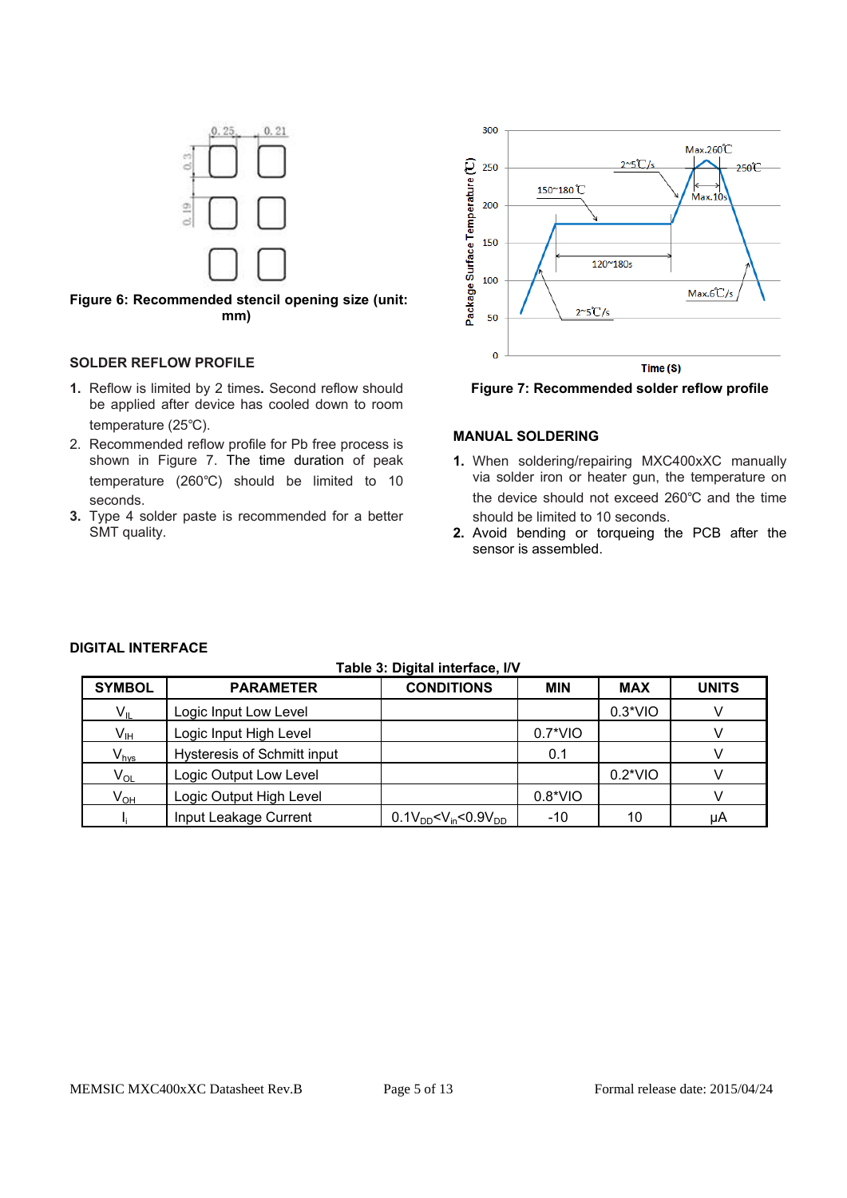0.25 0.21

0.3

0.19

**Figure 6: Recommended stencil opening size (unit: mm)**

## SOLDER REFLOW PROFILE

1. Reflow is limited by 2 times**.** Second reflow should be applied after device has cooled down to room temperature (25℃).
2. Recommended reflow profile for Pb free process is shown in Figure 7. The time duration of peak temperature (260℃) should be limited to 10 seconds.
3. Type 4 solder paste is recommended for a better SMT quality.

Package Surface Temperature (℃)

300

250

200

150

100

50

0

Time (S)

Max.260℃

250℃

2~5℃/s

150~180℃

Max.10s

120~180s

Max.6℃/s

2~5℃/s

**Figure 7: Recommended solder reflow profile**

## MANUAL SOLDERING

1. When soldering/repairing MXC400xXC manually via solder iron or heater gun, the temperature on the device should not exceed 260℃ and the time should be limited to 10 seconds.
2. Avoid bending or torqueing the PCB after the sensor is assembled.

## DIGITAL INTERFACE

**Table 3: Digital interface, I/V**

| SYMBOL | PARAMETER | CONDITIONS | MIN | MAX | UNITS |
|---|---|---|---|---|---|
| $V_{IL}$ | Logic Input Low Level | | | 0.3*VIO | V |
| $V_{IH}$ | Logic Input High Level | | 0.7*VIO | | V |
| $V_{hys}$ | Hysteresis of Schmitt input | | 0.1 | | V |
| $V_{OL}$ | Logic Output Low Level | | | 0.2*VIO | V |
| $V_{OH}$ | Logic Output High Level | | 0.8*VIO | | V |
| $I_i$ | Input Leakage Current | $0.1V_{DD}<V_{in}<0.9V_{DD}$ | -10 | 10 | μA |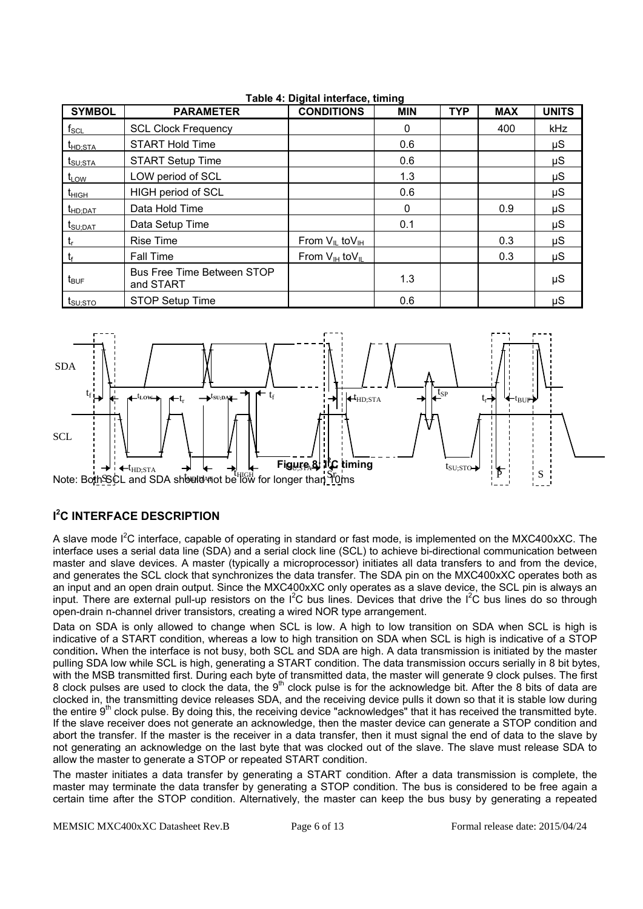**Table 4: Digital interface, timing**

| SYMBOL | PARAMETER | CONDITIONS | MIN | TYP | MAX | UNITS |
|---|---|---|---|---|---|---|
| $f_{SCL}$ | SCL Clock Frequency | | 0 | | 400 | kHz |
| $t_{HD;STA}$ | START Hold Time | | 0.6 | | | μS |
| $t_{SU;STA}$ | START Setup Time | | 0.6 | | | μS |
| $t_{LOW}$ | LOW period of SCL | | 1.3 | | | μS |
| $t_{HIGH}$ | HIGH period of SCL | | 0.6 | | | μS |
| $t_{HD;DAT}$ | Data Hold Time | | 0 | | 0.9 | μS |
| $t_{SU;DAT}$ | Data Setup Time | | 0.1 | | | μS |
| $t_r$ | Rise Time | From $V_{IL}$ to $V_{IH}$ | | | 0.3 | μS |
| $t_f$ | Fall Time | From $V_{IH}$ to $V_{IL}$ | | | 0.3 | μS |
| $t_{BUF}$ | Bus Free Time Between STOP and START | | 1.3 | | | μS |
| $t_{SU;STO}$ | STOP Setup Time | | 0.6 | | | μS |

SDA
SCL
$t_f$ $t_{LOW}$ $t_r$ $t_{SU;DAT}$ $t_f$ $t_{HD;STA}$ $t_{SP}$ $t_r$ $t_{BUF}$
$t_{HD;STA}$ $t_{HD;DAT}$ $t_{HIGH}$ $t_{SU;STA}$ $t_{SU;STO}$
S Sr P S

**Figure 8: I²C timing**

Note: Both SCL and SDA should not be low for longer than 10ms

## I²C INTERFACE DESCRIPTION

A slave mode I²C interface, capable of operating in standard or fast mode, is implemented on the MXC400xXC. The interface uses a serial data line (SDA) and a serial clock line (SCL) to achieve bi-directional communication between master and slave devices. A master (typically a microprocessor) initiates all data transfers to and from the device, and generates the SCL clock that synchronizes the data transfer. The SDA pin on the MXC400xXC operates both as an input and an open drain output. Since the MXC400xXC only operates as a slave device, the SCL pin is always an input. There are external pull-up resistors on the I²C bus lines. Devices that drive the I²C bus lines do so through open-drain n-channel driver transistors, creating a wired NOR type arrangement.

Data on SDA is only allowed to change when SCL is low. A high to low transition on SDA when SCL is high is indicative of a START condition, whereas a low to high transition on SDA when SCL is high is indicative of a STOP condition**.** When the interface is not busy, both SCL and SDA are high. A data transmission is initiated by the master pulling SDA low while SCL is high, generating a START condition. The data transmission occurs serially in 8 bit bytes, with the MSB transmitted first. During each byte of transmitted data, the master will generate 9 clock pulses. The first 8 clock pulses are used to clock the data, the 9th clock pulse is for the acknowledge bit. After the 8 bits of data are clocked in, the transmitting device releases SDA, and the receiving device pulls it down so that it is stable low during the entire 9th clock pulse. By doing this, the receiving device "acknowledges" that it has received the transmitted byte. If the slave receiver does not generate an acknowledge, then the master device can generate a STOP condition and abort the transfer. If the master is the receiver in a data transfer, then it must signal the end of data to the slave by not generating an acknowledge on the last byte that was clocked out of the slave. The slave must release SDA to allow the master to generate a STOP or repeated START condition.

The master initiates a data transfer by generating a START condition. After a data transmission is complete, the master may terminate the data transfer by generating a STOP condition. The bus is considered to be free again a certain time after the STOP condition. Alternatively, the master can keep the bus busy by generating a repeated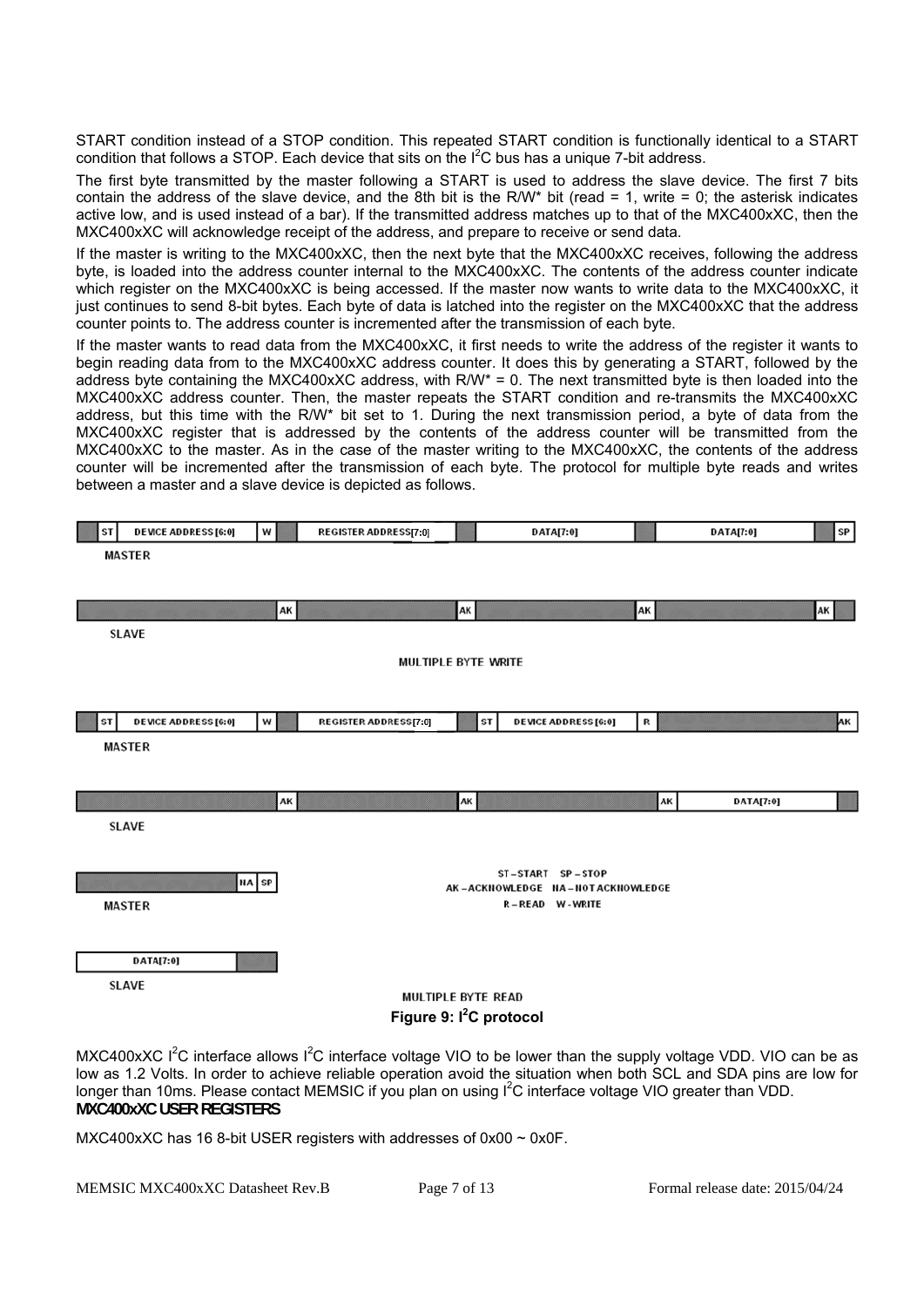START condition instead of a STOP condition. This repeated START condition is functionally identical to a START condition that follows a STOP. Each device that sits on the $I^2C$ bus has a unique 7-bit address.

The first byte transmitted by the master following a START is used to address the slave device. The first 7 bits contain the address of the slave device, and the 8th bit is the R/W* bit (read = 1, write = 0; the asterisk indicates active low, and is used instead of a bar). If the transmitted address matches up to that of the MXC400xXC, then the MXC400xXC will acknowledge receipt of the address, and prepare to receive or send data.

If the master is writing to the MXC400xXC, then the next byte that the MXC400xXC receives, following the address byte, is loaded into the address counter internal to the MXC400xXC. The contents of the address counter indicate which register on the MXC400xXC is being accessed. If the master now wants to write data to the MXC400xXC, it just continues to send 8-bit bytes. Each byte of data is latched into the register on the MXC400xXC that the address counter points to. The address counter is incremented after the transmission of each byte.

If the master wants to read data from the MXC400xXC, it first needs to write the address of the register it wants to begin reading data from to the MXC400xXC address counter. It does this by generating a START, followed by the address byte containing the MXC400xXC address, with R/W* = 0. The next transmitted byte is then loaded into the MXC400xXC address counter. Then, the master repeats the START condition and re-transmits the MXC400xXC address, but this time with the R/W* bit set to 1. During the next transmission period, a byte of data from the MXC400xXC register that is addressed by the contents of the address counter will be transmitted from the MXC400xXC to the master. As in the case of the master writing to the MXC400xXC, the contents of the address counter will be incremented after the transmission of each byte. The protocol for multiple byte reads and writes between a master and a slave device is depicted as follows.

ST DEVICE ADDRESS[6:0] W REGISTER ADDRESS[7:0] DATA[7:0] DATA[7:0] SP

MASTER

AK AK AK AK

SLAVE

MULTIPLE BYTE WRITE

ST DEVICE ADDRESS[6:0] W REGISTER ADDRESS[7:0] ST DEVICE ADDRESS[6:0] R AK

MASTER

AK AK AK DATA[7:0]

SLAVE

NA SP

MASTER

DATA[7:0]

SLAVE

ST – START SP – STOP

AK – ACKNOWLEDGE NA – NOT ACKNOWLEDGE

R – READ W - WRITE

MULTIPLE BYTE READ

**Figure 9: $I^2C$ protocol**

MXC400xXC $I^2C$ interface allows $I^2C$ interface voltage VIO to be lower than the supply voltage VDD. VIO can be as low as 1.2 Volts. In order to achieve reliable operation avoid the situation when both SCL and SDA pins are low for longer than 10ms. Please contact MEMSIC if you plan on using $I^2C$ interface voltage VIO greater than VDD.

## MXC400xXC USER REGISTERS

MXC400xXC has 16 8-bit USER registers with addresses of 0x00 ~ 0x0F.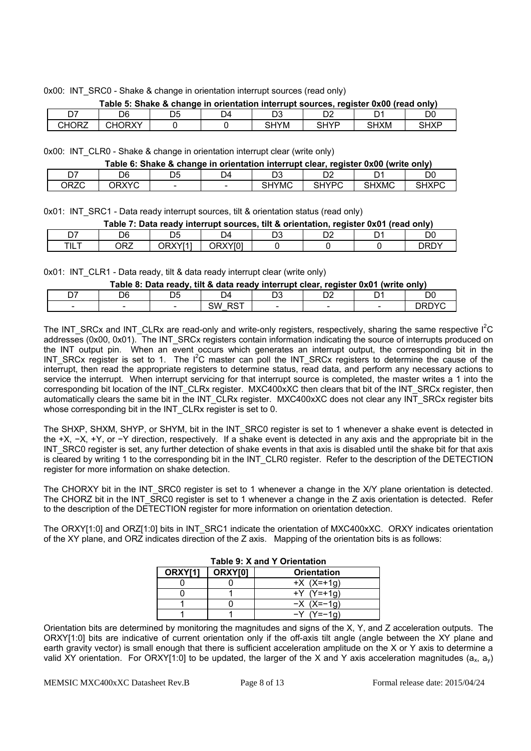0x00: INT_SRC0 - Shake & change in orientation interrupt sources (read only)

**Table 5: Shake & change in orientation interrupt sources, register 0x00 (read only)**

| D7 | D6 | D5 | D4 | D3 | D2 | D1 | D0 |
|---|---|---|---|---|---|---|---|
| CHORZ | CHORXY | 0 | 0 | SHYM | SHYP | SHXM | SHXP |

0x00: INT_CLR0 - Shake & change in orientation interrupt clear (write only)

**Table 6: Shake & change in orientation interrupt clear, register 0x00 (write only)**

| D7 | D6 | D5 | D4 | D3 | D2 | D1 | D0 |
|---|---|---|---|---|---|---|---|
| ORZC | ORXYC | - | - | SHYMC | SHYPC | SHXMC | SHXPC |

0x01: INT_SRC1 - Data ready interrupt sources, tilt & orientation status (read only)

**Table 7: Data ready interrupt sources, tilt & orientation, register 0x01 (read only)**

| D7 | D6 | D5 | D4 | D3 | D2 | D1 | D0 |
|---|---|---|---|---|---|---|---|
| TILT | ORZ | ORXY[1] | ORXY[0] | 0 | 0 | 0 | DRDY |

0x01: INT_CLR1 - Data ready, tilt & data ready interrupt clear (write only)

**Table 8: Data ready, tilt & data ready interrupt clear, register 0x01 (write only)**

| D7 | D6 | D5 | D4 | D3 | D2 | D1 | D0 |
|---|---|---|---|---|---|---|---|
| - | - | - | SW_RST | - | - | - | DRDYC |

The INT_SRCx and INT_CLRx are read-only and write-only registers, respectively, sharing the same respective $I^2C$ addresses (0x00, 0x01). The INT_SRCx registers contain information indicating the source of interrupts produced on the INT output pin. When an event occurs which generates an interrupt output, the corresponding bit in the INT_SRCx register is set to 1. The $I^2C$ master can poll the INT_SRCx registers to determine the cause of the interrupt, then read the appropriate registers to determine status, read data, and perform any necessary actions to service the interrupt. When interrupt servicing for that interrupt source is completed, the master writes a 1 into the corresponding bit location of the INT_CLRx register. MXC400xXC then clears that bit of the INT_SRCx register, then automatically clears the same bit in the INT_CLRx register. MXC400xXC does not clear any INT_SRCx register bits whose corresponding bit in the INT_CLRx register is set to 0.

The SHXP, SHXM, SHYP, or SHYM, bit in the INT_SRC0 register is set to 1 whenever a shake event is detected in the +X, −X, +Y, or −Y direction, respectively. If a shake event is detected in any axis and the appropriate bit in the INT_SRC0 register is set, any further detection of shake events in that axis is disabled until the shake bit for that axis is cleared by writing 1 to the corresponding bit in the INT_CLR0 register. Refer to the description of the DETECTION register for more information on shake detection.

The CHORXY bit in the INT_SRC0 register is set to 1 whenever a change in the X/Y plane orientation is detected. The CHORZ bit in the INT_SRC0 register is set to 1 whenever a change in the Z axis orientation is detected. Refer to the description of the DETECTION register for more information on orientation detection.

The ORXY[1:0] and ORZ[1:0] bits in INT_SRC1 indicate the orientation of MXC400xXC. ORXY indicates orientation of the XY plane, and ORZ indicates direction of the Z axis. Mapping of the orientation bits is as follows:

**Table 9: X and Y Orientation**

| ORXY[1] | ORXY[0] | Orientation |
|---|---|---|
| 0 | 0 | +X (X=+1g) |
| 0 | 1 | +Y (Y=+1g) |
| 1 | 0 | −X (X=−1g) |
| 1 | 1 | −Y (Y=−1g) |

Orientation bits are determined by monitoring the magnitudes and signs of the X, Y, and Z acceleration outputs. The ORXY[1:0] bits are indicative of current orientation only if the off-axis tilt angle (angle between the XY plane and earth gravity vector) is small enough that there is sufficient acceleration amplitude on the X or Y axis to determine a valid XY orientation. For ORXY[1:0] to be updated, the larger of the X and Y axis acceleration magnitudes ($a_x$, $a_y$)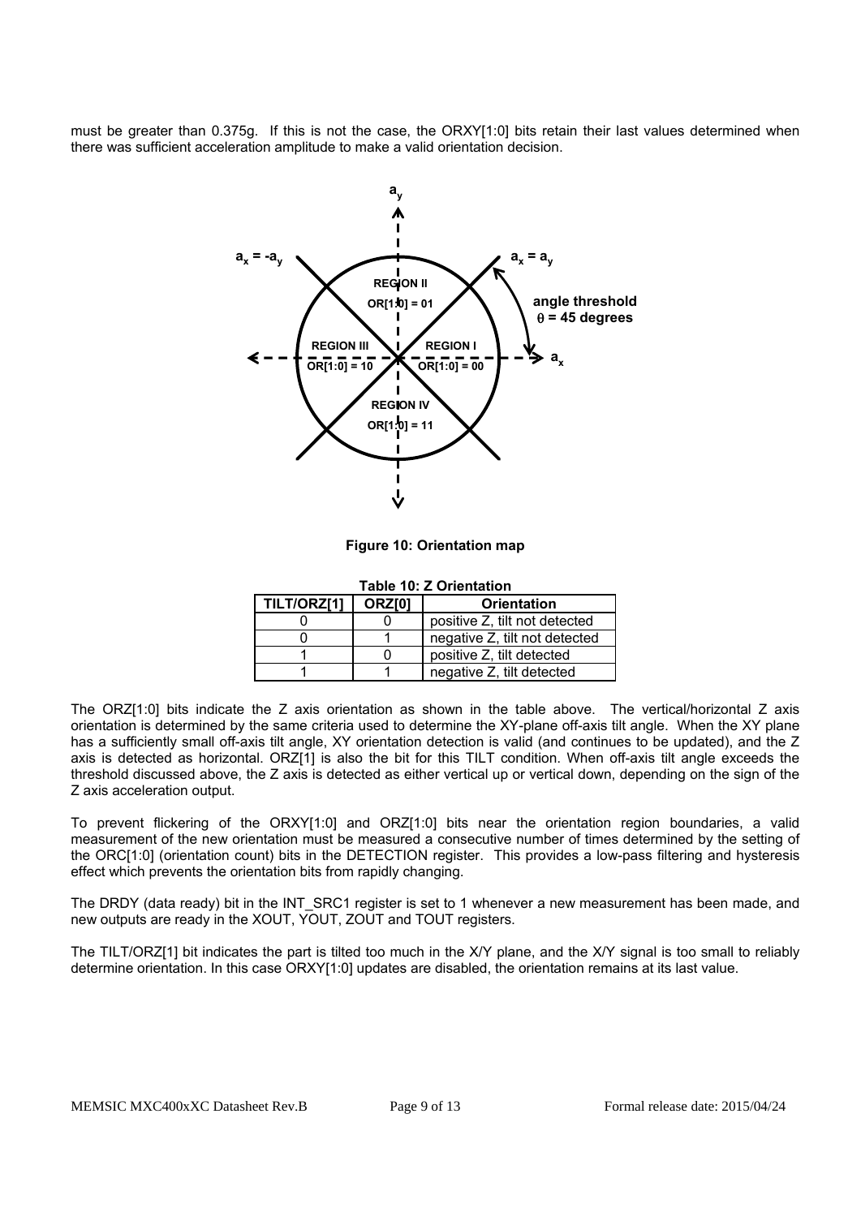must be greater than 0.375g. If this is not the case, the ORXY[1:0] bits retain their last values determined when there was sufficient acceleration amplitude to make a valid orientation decision.

$a_y$

$a_x = -a_y$

$a_x = a_y$

REGION II

OR[1:0] = 01

angle threshold

$\theta$ = 45 degrees

REGION III

OR[1:0] = 10

REGION I

OR[1:0] = 00

$a_x$

REGION IV

OR[1:0] = 11

**Figure 10: Orientation map**

**Table 10: Z Orientation**

| TILT/ORZ[1] | ORZ[0] | Orientation |
|---|---|---|
| 0 | 0 | positive Z, tilt not detected |
| 0 | 1 | negative Z, tilt not detected |
| 1 | 0 | positive Z, tilt detected |
| 1 | 1 | negative Z, tilt detected |

The ORZ[1:0] bits indicate the Z axis orientation as shown in the table above. The vertical/horizontal Z axis orientation is determined by the same criteria used to determine the XY-plane off-axis tilt angle. When the XY plane has a sufficiently small off-axis tilt angle, XY orientation detection is valid (and continues to be updated), and the Z axis is detected as horizontal. ORZ[1] is also the bit for this TILT condition. When off-axis tilt angle exceeds the threshold discussed above, the Z axis is detected as either vertical up or vertical down, depending on the sign of the Z axis acceleration output.

To prevent flickering of the ORXY[1:0] and ORZ[1:0] bits near the orientation region boundaries, a valid measurement of the new orientation must be measured a consecutive number of times determined by the setting of the ORC[1:0] (orientation count) bits in the DETECTION register. This provides a low-pass filtering and hysteresis effect which prevents the orientation bits from rapidly changing.

The DRDY (data ready) bit in the INT_SRC1 register is set to 1 whenever a new measurement has been made, and new outputs are ready in the XOUT, YOUT, ZOUT and TOUT registers.

The TILT/ORZ[1] bit indicates the part is tilted too much in the X/Y plane, and the X/Y signal is too small to reliably determine orientation. In this case ORXY[1:0] updates are disabled, the orientation remains at its last value.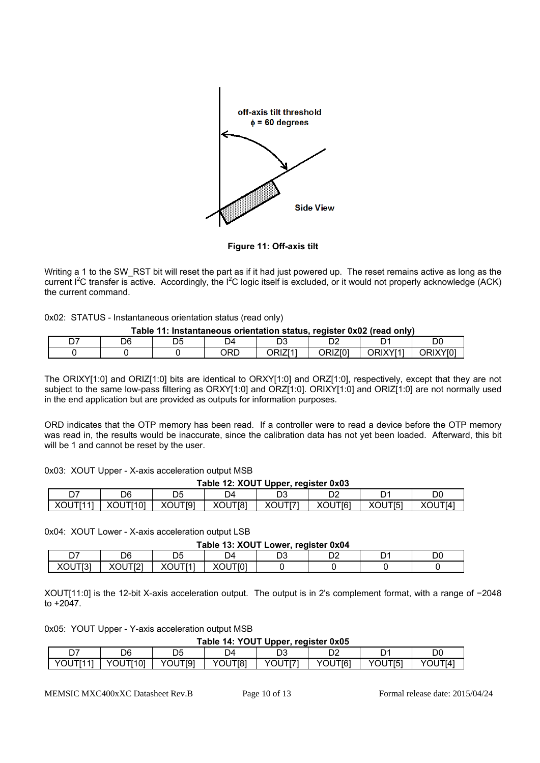off-axis tilt threshold

$\phi$ = 60 degrees

Side View

**Figure 11: Off-axis tilt**

Writing a 1 to the SW_RST bit will reset the part as if it had just powered up. The reset remains active as long as the current I$^2$C transfer is active. Accordingly, the I$^2$C logic itself is excluded, or it would not properly acknowledge (ACK) the current command.

0x02: STATUS - Instantaneous orientation status (read only)

**Table 11: Instantaneous orientation status, register 0x02 (read only)**

| D7 | D6 | D5 | D4 | D3 | D2 | D1 | D0 |
|---|---|---|---|---|---|---|---|
| 0 | 0 | 0 | ORD | ORIZ[1] | ORIZ[0] | ORIXY[1] | ORIXY[0] |

The ORIXY[1:0] and ORIZ[1:0] bits are identical to ORXY[1:0] and ORZ[1:0], respectively, except that they are not subject to the same low-pass filtering as ORXY[1:0] and ORZ[1:0]. ORIXY[1:0] and ORIZ[1:0] are not normally used in the end application but are provided as outputs for information purposes.

ORD indicates that the OTP memory has been read. If a controller were to read a device before the OTP memory was read in, the results would be inaccurate, since the calibration data has not yet been loaded. Afterward, this bit will be 1 and cannot be reset by the user.

0x03: XOUT Upper - X-axis acceleration output MSB

**Table 12: XOUT Upper, register 0x03**

| D7 | D6 | D5 | D4 | D3 | D2 | D1 | D0 |
|---|---|---|---|---|---|---|---|
| XOUT[11] | XOUT[10] | XOUT[9] | XOUT[8] | XOUT[7] | XOUT[6] | XOUT[5] | XOUT[4] |

0x04: XOUT Lower - X-axis acceleration output LSB

**Table 13: XOUT Lower, register 0x04**

| D7 | D6 | D5 | D4 | D3 | D2 | D1 | D0 |
|---|---|---|---|---|---|---|---|
| XOUT[3] | XOUT[2] | XOUT[1] | XOUT[0] | 0 | 0 | 0 | 0 |

XOUT[11:0] is the 12-bit X-axis acceleration output. The output is in 2's complement format, with a range of −2048 to +2047.

0x05: YOUT Upper - Y-axis acceleration output MSB

**Table 14: YOUT Upper, register 0x05**

| D7 | D6 | D5 | D4 | D3 | D2 | D1 | D0 |
|---|---|---|---|---|---|---|---|
| YOUT[11] | YOUT[10] | YOUT[9] | YOUT[8] | YOUT[7] | YOUT[6] | YOUT[5] | YOUT[4] |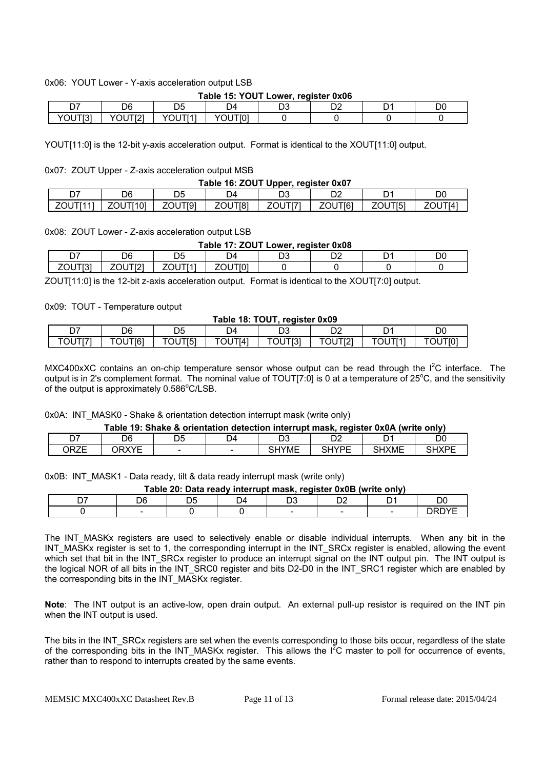0x06: YOUT Lower - Y-axis acceleration output LSB

**Table 15: YOUT Lower, register 0x06**

| D7 | D6 | D5 | D4 | D3 | D2 | D1 | D0 |
|---|---|---|---|---|---|---|---|
| YOUT[3] | YOUT[2] | YOUT[1] | YOUT[0] | 0 | 0 | 0 | 0 |

YOUT[11:0] is the 12-bit y-axis acceleration output. Format is identical to the XOUT[11:0] output.

0x07: ZOUT Upper - Z-axis acceleration output MSB

**Table 16: ZOUT Upper, register 0x07**

| D7 | D6 | D5 | D4 | D3 | D2 | D1 | D0 |
|---|---|---|---|---|---|---|---|
| ZOUT[11] | ZOUT[10] | ZOUT[9] | ZOUT[8] | ZOUT[7] | ZOUT[6] | ZOUT[5] | ZOUT[4] |

0x08: ZOUT Lower - Z-axis acceleration output LSB

**Table 17: ZOUT Lower, register 0x08**

| D7 | D6 | D5 | D4 | D3 | D2 | D1 | D0 |
|---|---|---|---|---|---|---|---|
| ZOUT[3] | ZOUT[2] | ZOUT[1] | ZOUT[0] | 0 | 0 | 0 | 0 |

ZOUT[11:0] is the 12-bit z-axis acceleration output. Format is identical to the XOUT[7:0] output.

0x09: TOUT - Temperature output

**Table 18: TOUT, register 0x09**

| D7 | D6 | D5 | D4 | D3 | D2 | D1 | D0 |
|---|---|---|---|---|---|---|---|
| TOUT[7] | TOUT[6] | TOUT[5] | TOUT[4] | TOUT[3] | TOUT[2] | TOUT[1] | TOUT[0] |

MXC400xXC contains an on-chip temperature sensor whose output can be read through the I²C interface. The output is in 2's complement format. The nominal value of TOUT[7:0] is 0 at a temperature of 25°C, and the sensitivity of the output is approximately 0.586°C/LSB.

0x0A: INT_MASK0 - Shake & orientation detection interrupt mask (write only)

**Table 19: Shake & orientation detection interrupt mask, register 0x0A (write only)**

| D7 | D6 | D5 | D4 | D3 | D2 | D1 | D0 |
|---|---|---|---|---|---|---|---|
| ORZE | ORXYE | - | - | SHYME | SHYPE | SHXME | SHXPE |

0x0B: INT_MASK1 - Data ready, tilt & data ready interrupt mask (write only)

**Table 20: Data ready interrupt mask, register 0x0B (write only)**

| D7 | D6 | D5 | D4 | D3 | D2 | D1 | D0 |
|---|---|---|---|---|---|---|---|
| 0 | - | 0 | 0 | - | - | - | DRDYE |

The INT_MASKx registers are used to selectively enable or disable individual interrupts. When any bit in the INT_MASKx register is set to 1, the corresponding interrupt in the INT_SRCx register is enabled, allowing the event which set that bit in the INT_SRCx register to produce an interrupt signal on the INT output pin. The INT output is the logical NOR of all bits in the INT_SRC0 register and bits D2-D0 in the INT_SRC1 register which are enabled by the corresponding bits in the INT_MASKx register.

**Note**: The INT output is an active-low, open drain output. An external pull-up resistor is required on the INT pin when the INT output is used.

The bits in the INT_SRCx registers are set when the events corresponding to those bits occur, regardless of the state of the corresponding bits in the INT_MASKx register. This allows the I²C master to poll for occurrence of events, rather than to respond to interrupts created by the same events.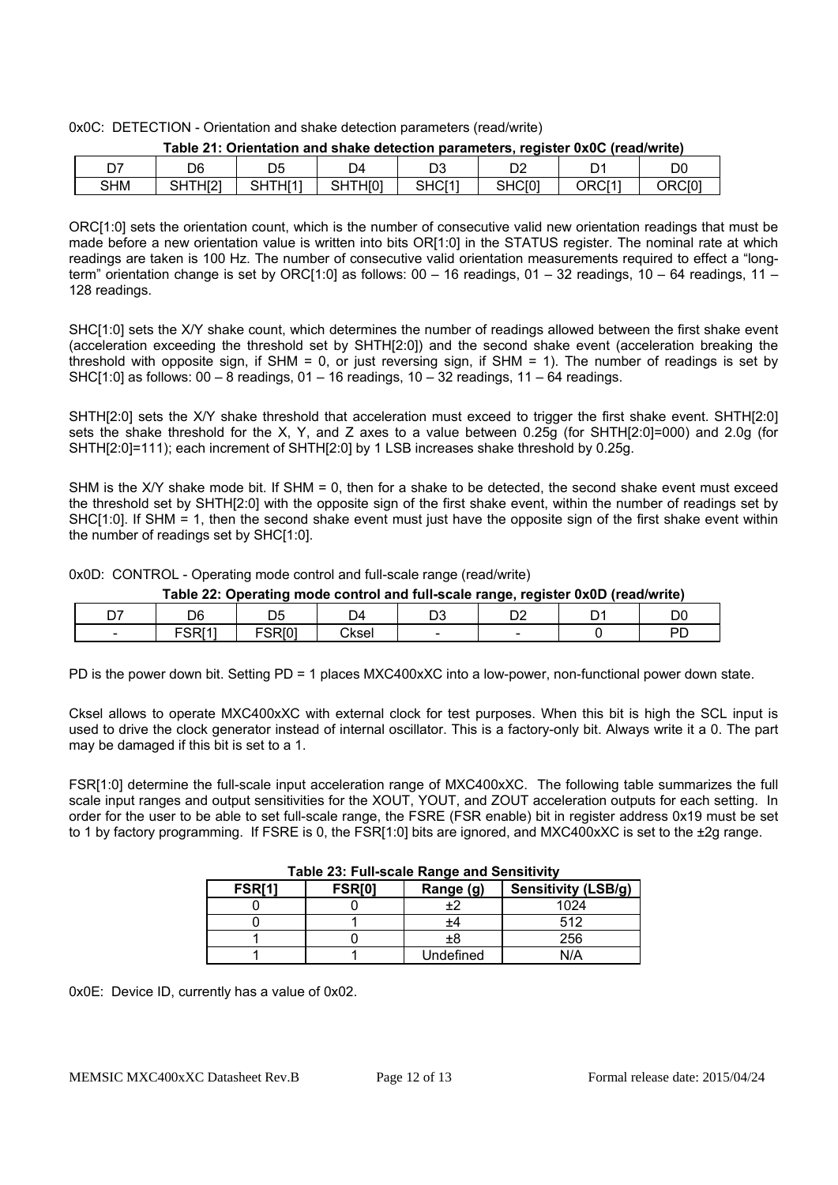0x0C: DETECTION - Orientation and shake detection parameters (read/write)

**Table 21: Orientation and shake detection parameters, register 0x0C (read/write)**

| D7 | D6 | D5 | D4 | D3 | D2 | D1 | D0 |
|---|---|---|---|---|---|---|---|
| SHM | SHTH[2] | SHTH[1] | SHTH[0] | SHC[1] | SHC[0] | ORC[1] | ORC[0] |

ORC[1:0] sets the orientation count, which is the number of consecutive valid new orientation readings that must be made before a new orientation value is written into bits OR[1:0] in the STATUS register. The nominal rate at which readings are taken is 100 Hz. The number of consecutive valid orientation measurements required to effect a "long-term" orientation change is set by ORC[1:0] as follows: 00 – 16 readings, 01 – 32 readings, 10 – 64 readings, 11 – 128 readings.

SHC[1:0] sets the X/Y shake count, which determines the number of readings allowed between the first shake event (acceleration exceeding the threshold set by SHTH[2:0]) and the second shake event (acceleration breaking the threshold with opposite sign, if SHM = 0, or just reversing sign, if SHM = 1). The number of readings is set by SHC[1:0] as follows: 00 – 8 readings, 01 – 16 readings, 10 – 32 readings, 11 – 64 readings.

SHTH[2:0] sets the X/Y shake threshold that acceleration must exceed to trigger the first shake event. SHTH[2:0] sets the shake threshold for the X, Y, and Z axes to a value between 0.25g (for SHTH[2:0]=000) and 2.0g (for SHTH[2:0]=111); each increment of SHTH[2:0] by 1 LSB increases shake threshold by 0.25g.

SHM is the X/Y shake mode bit. If SHM = 0, then for a shake to be detected, the second shake event must exceed the threshold set by SHTH[2:0] with the opposite sign of the first shake event, within the number of readings set by SHC[1:0]. If SHM = 1, then the second shake event must just have the opposite sign of the first shake event within the number of readings set by SHC[1:0].

0x0D: CONTROL - Operating mode control and full-scale range (read/write)

**Table 22: Operating mode control and full-scale range, register 0x0D (read/write)**

| D7 | D6 | D5 | D4 | D3 | D2 | D1 | D0 |
|---|---|---|---|---|---|---|---|
| - | FSR[1] | FSR[0] | Cksel | - | - | 0 | PD |

PD is the power down bit. Setting PD = 1 places MXC400xXC into a low-power, non-functional power down state.

Cksel allows to operate MXC400xXC with external clock for test purposes. When this bit is high the SCL input is used to drive the clock generator instead of internal oscillator. This is a factory-only bit. Always write it a 0. The part may be damaged if this bit is set to a 1.

FSR[1:0] determine the full-scale input acceleration range of MXC400xXC. The following table summarizes the full scale input ranges and output sensitivities for the XOUT, YOUT, and ZOUT acceleration outputs for each setting. In order for the user to be able to set full-scale range, the FSRE (FSR enable) bit in register address 0x19 must be set to 1 by factory programming. If FSRE is 0, the FSR[1:0] bits are ignored, and MXC400xXC is set to the ±2g range.

**Table 23: Full-scale Range and Sensitivity**

| FSR[1] | FSR[0] | Range (g) | Sensitivity (LSB/g) |
|---|---|---|---|
| 0 | 0 | ±2 | 1024 |
| 0 | 1 | ±4 | 512 |
| 1 | 0 | ±8 | 256 |
| 1 | 1 | Undefined | N/A |

0x0E: Device ID, currently has a value of 0x02.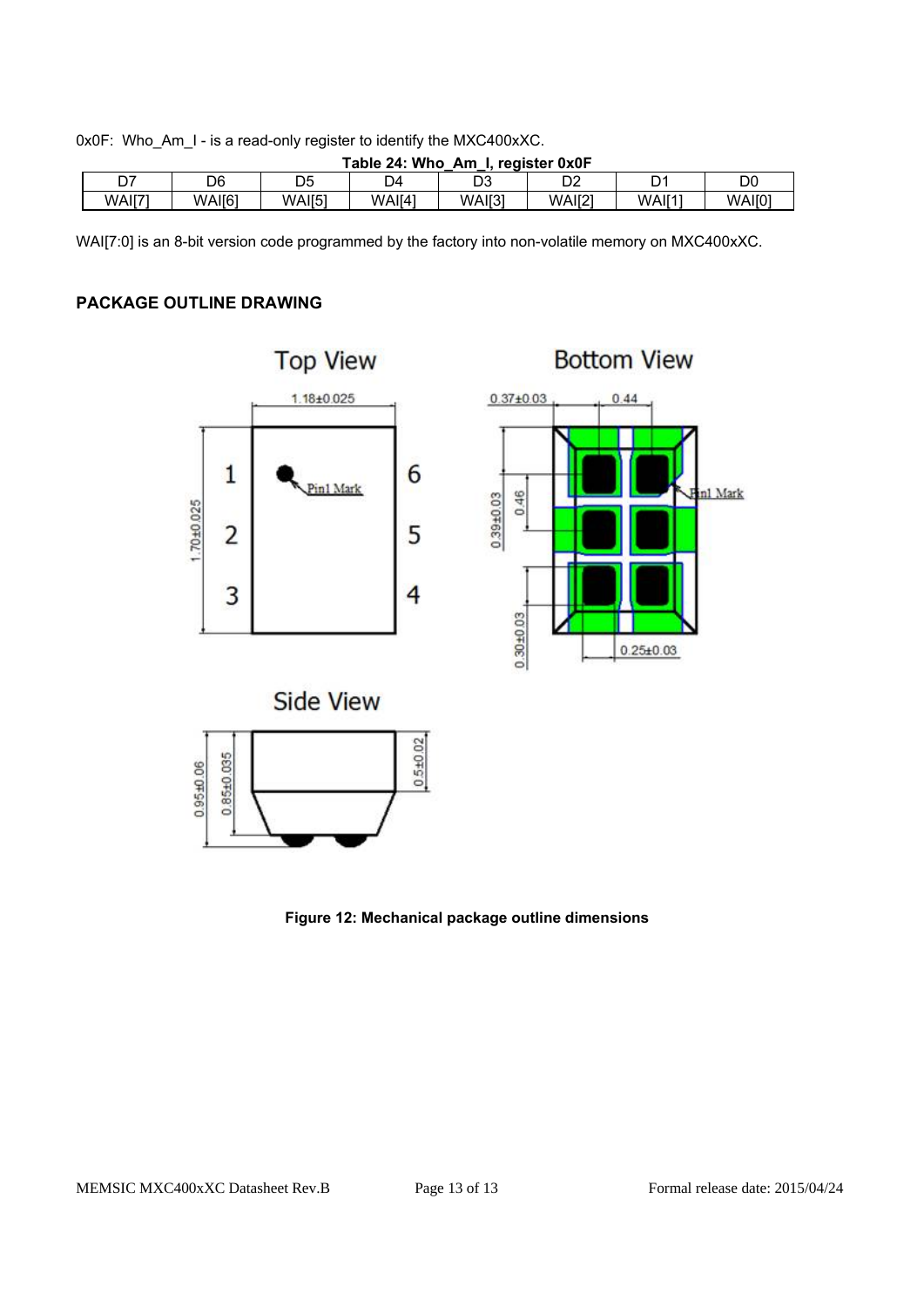0x0F: Who_Am_I - is a read-only register to identify the MXC400xXC.

**Table 24: Who_Am_I, register 0x0F**

| D7 | D6 | D5 | D4 | D3 | D2 | D1 | D0 |
|---|---|---|---|---|---|---|---|
| WAI[7] | WAI[6] | WAI[5] | WAI[4] | WAI[3] | WAI[2] | WAI[1] | WAI[0] |

WAI[7:0] is an 8-bit version code programmed by the factory into non-volatile memory on MXC400xXC.

**PACKAGE OUTLINE DRAWING**

Top View

1.18±0.025

1.70±0.025

1
2
3
6
5
4

Pin1 Mark

Bottom View

0.37±0.03
0.44
0.39±0.03
0.46
0.30±0.03
0.25±0.03

Pin1 Mark

Side View

0.95±0.06
0.85±0.035
0.5±0.02

**Figure 12: Mechanical package outline dimensions**